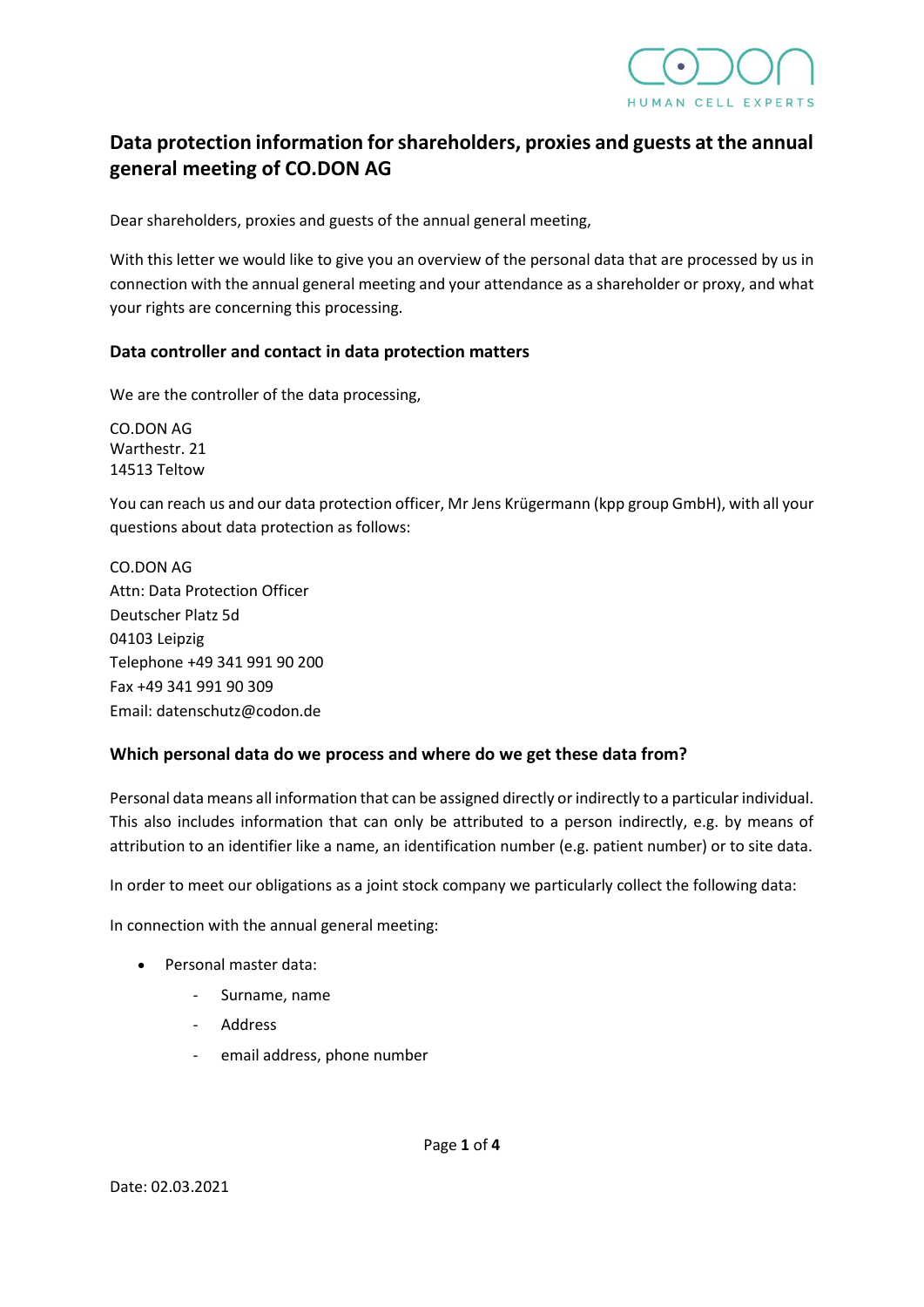# Data protection information for shareholders, proxies and guests at the annual general meeting of CO.DON AG

Dear shareholders, proxies and guests of the annual general meeting,

With this letter we would like to give you an overview of the personal data that are processed by us in connection with the annual general meeting and your attendance as a shareholder or proxy, and what your rights are concerning this processing.

## Data controller and contact in data protection matters

We are the controller of the data processing,

CO.DON AG
Warthestr. 21
14513 Teltow

You can reach us and our data protection officer, Mr Jens Krügermann (kpp group GmbH), with all your questions about data protection as follows:

CO.DON AG
Attn: Data Protection Officer
Deutscher Platz 5d
04103 Leipzig
Telephone +49 341 991 90 200
Fax +49 341 991 90 309
Email: datenschutz@codon.de

## Which personal data do we process and where do we get these data from?

Personal data means all information that can be assigned directly or indirectly to a particular individual. This also includes information that can only be attributed to a person indirectly, e.g. by means of attribution to an identifier like a name, an identification number (e.g. patient number) or to site data.

In order to meet our obligations as a joint stock company we particularly collect the following data:

In connection with the annual general meeting:

- Personal master data:
  - Surname, name
  - Address
  - email address, phone number

Date: 02.03.2021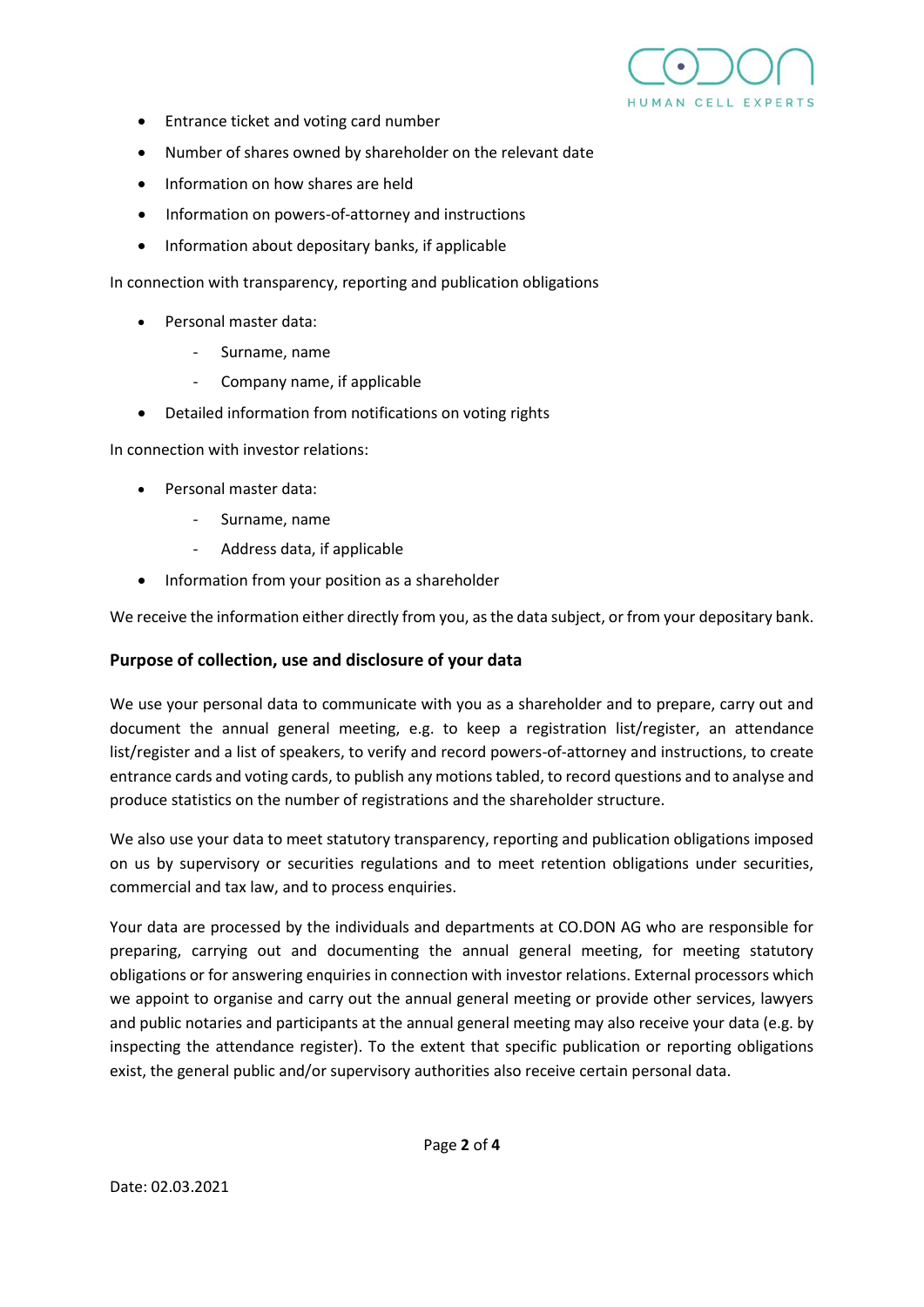- Entrance ticket and voting card number
- Number of shares owned by shareholder on the relevant date
- Information on how shares are held
- Information on powers-of-attorney and instructions
- Information about depositary banks, if applicable

In connection with transparency, reporting and publication obligations

- Personal master data:
    - Surname, name
    - Company name, if applicable
- Detailed information from notifications on voting rights

In connection with investor relations:

- Personal master data:
    - Surname, name
    - Address data, if applicable
- Information from your position as a shareholder

We receive the information either directly from you, as the data subject, or from your depositary bank.

### Purpose of collection, use and disclosure of your data

We use your personal data to communicate with you as a shareholder and to prepare, carry out and document the annual general meeting, e.g. to keep a registration list/register, an attendance list/register and a list of speakers, to verify and record powers-of-attorney and instructions, to create entrance cards and voting cards, to publish any motions tabled, to record questions and to analyse and produce statistics on the number of registrations and the shareholder structure.

We also use your data to meet statutory transparency, reporting and publication obligations imposed on us by supervisory or securities regulations and to meet retention obligations under securities, commercial and tax law, and to process enquiries.

Your data are processed by the individuals and departments at CO.DON AG who are responsible for preparing, carrying out and documenting the annual general meeting, for meeting statutory obligations or for answering enquiries in connection with investor relations. External processors which we appoint to organise and carry out the annual general meeting or provide other services, lawyers and public notaries and participants at the annual general meeting may also receive your data (e.g. by inspecting the attendance register). To the extent that specific publication or reporting obligations exist, the general public and/or supervisory authorities also receive certain personal data.

Date: 02.03.2021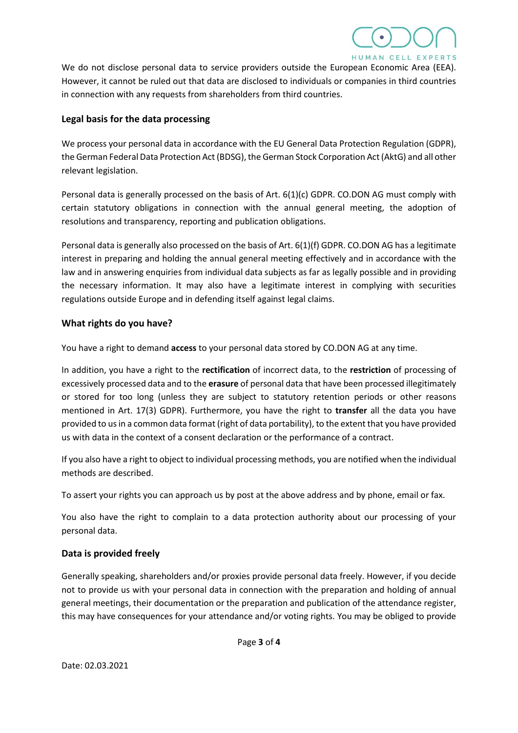We do not disclose personal data to service providers outside the European Economic Area (EEA). However, it cannot be ruled out that data are disclosed to individuals or companies in third countries in connection with any requests from shareholders from third countries.

### Legal basis for the data processing

We process your personal data in accordance with the EU General Data Protection Regulation (GDPR), the German Federal Data Protection Act (BDSG), the German Stock Corporation Act (AktG) and all other relevant legislation.

Personal data is generally processed on the basis of Art. 6(1)(c) GDPR. CO.DON AG must comply with certain statutory obligations in connection with the annual general meeting, the adoption of resolutions and transparency, reporting and publication obligations.

Personal data is generally also processed on the basis of Art. 6(1)(f) GDPR. CO.DON AG has a legitimate interest in preparing and holding the annual general meeting effectively and in accordance with the law and in answering enquiries from individual data subjects as far as legally possible and in providing the necessary information. It may also have a legitimate interest in complying with securities regulations outside Europe and in defending itself against legal claims.

### What rights do you have?

You have a right to demand **access** to your personal data stored by CO.DON AG at any time.

In addition, you have a right to the **rectification** of incorrect data, to the **restriction** of processing of excessively processed data and to the **erasure** of personal data that have been processed illegitimately or stored for too long (unless they are subject to statutory retention periods or other reasons mentioned in Art. 17(3) GDPR). Furthermore, you have the right to **transfer** all the data you have provided to us in a common data format (right of data portability), to the extent that you have provided us with data in the context of a consent declaration or the performance of a contract.

If you also have a right to object to individual processing methods, you are notified when the individual methods are described.

To assert your rights you can approach us by post at the above address and by phone, email or fax.

You also have the right to complain to a data protection authority about our processing of your personal data.

### Data is provided freely

Generally speaking, shareholders and/or proxies provide personal data freely. However, if you decide not to provide us with your personal data in connection with the preparation and holding of annual general meetings, their documentation or the preparation and publication of the attendance register, this may have consequences for your attendance and/or voting rights. You may be obliged to provide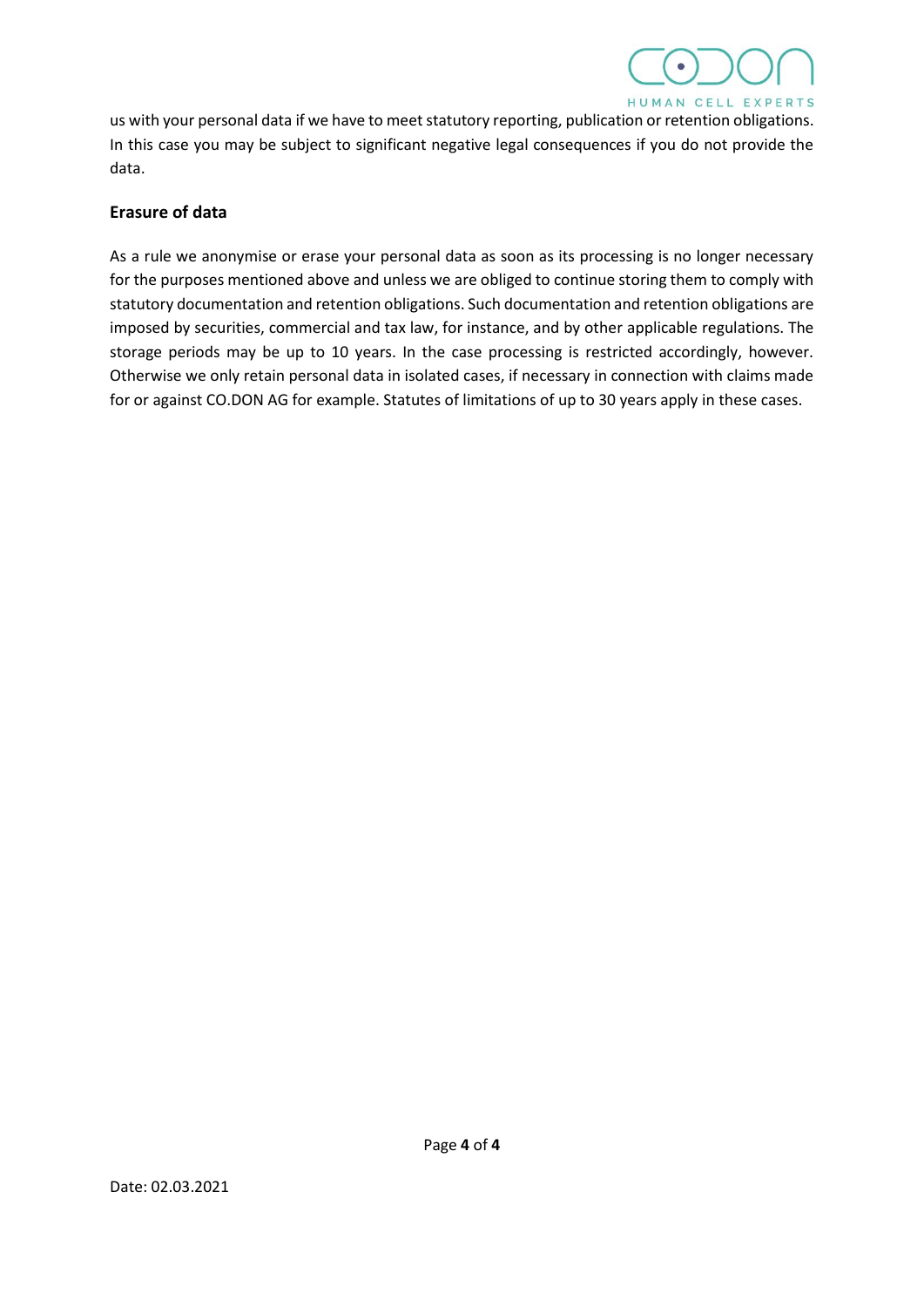us with your personal data if we have to meet statutory reporting, publication or retention obligations. In this case you may be subject to significant negative legal consequences if you do not provide the data.

**Erasure of data**

As a rule we anonymise or erase your personal data as soon as its processing is no longer necessary for the purposes mentioned above and unless we are obliged to continue storing them to comply with statutory documentation and retention obligations. Such documentation and retention obligations are imposed by securities, commercial and tax law, for instance, and by other applicable regulations. The storage periods may be up to 10 years. In the case processing is restricted accordingly, however. Otherwise we only retain personal data in isolated cases, if necessary in connection with claims made for or against CO.DON AG for example. Statutes of limitations of up to 30 years apply in these cases.

Date: 02.03.2021